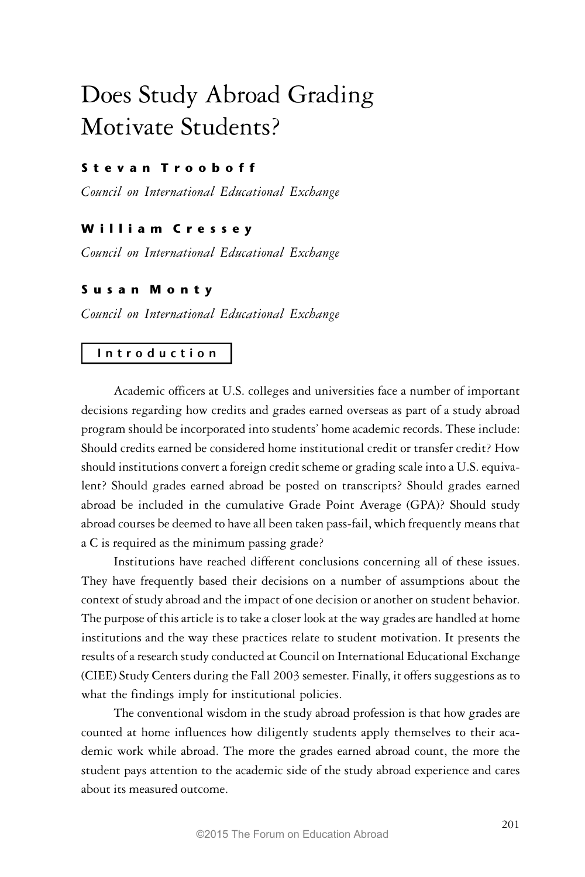# Does Study Abroad Grading Motivate Students?

**Stevan Trooboff**

*Council on International Educational Exchange*

**William Cressey**

*Council on International Educational Exchange*

**Susan Monty**

*Council on International Educational Exchange*

## Introduction

Academic officers at U.S. colleges and universities face a number of important decisions regarding how credits and grades earned overseas as part of a study abroad program should be incorporated into students' home academic records. These include: Should credits earned be considered home institutional credit or transfer credit? How should institutions convert a foreign credit scheme or grading scale into a U.S. equivalent? Should grades earned abroad be posted on transcripts? Should grades earned abroad be included in the cumulative Grade Point Average (GPA)? Should study abroad courses be deemed to have all been taken pass-fail, which frequently means that a C is required as the minimum passing grade?

Institutions have reached different conclusions concerning all of these issues. They have frequently based their decisions on a number of assumptions about the context of study abroad and the impact of one decision or another on student behavior. The purpose of this article is to take a closer look at the way grades are handled at home institutions and the way these practices relate to student motivation. It presents the results of a research study conducted at Council on International Educational Exchange (CIEE) Study Centers during the Fall 2003 semester. Finally, it offers suggestions as to what the findings imply for institutional policies.

The conventional wisdom in the study abroad profession is that how grades are counted at home influences how diligently students apply themselves to their academic work while abroad. The more the grades earned abroad count, the more the student pays attention to the academic side of the study abroad experience and cares about its measured outcome.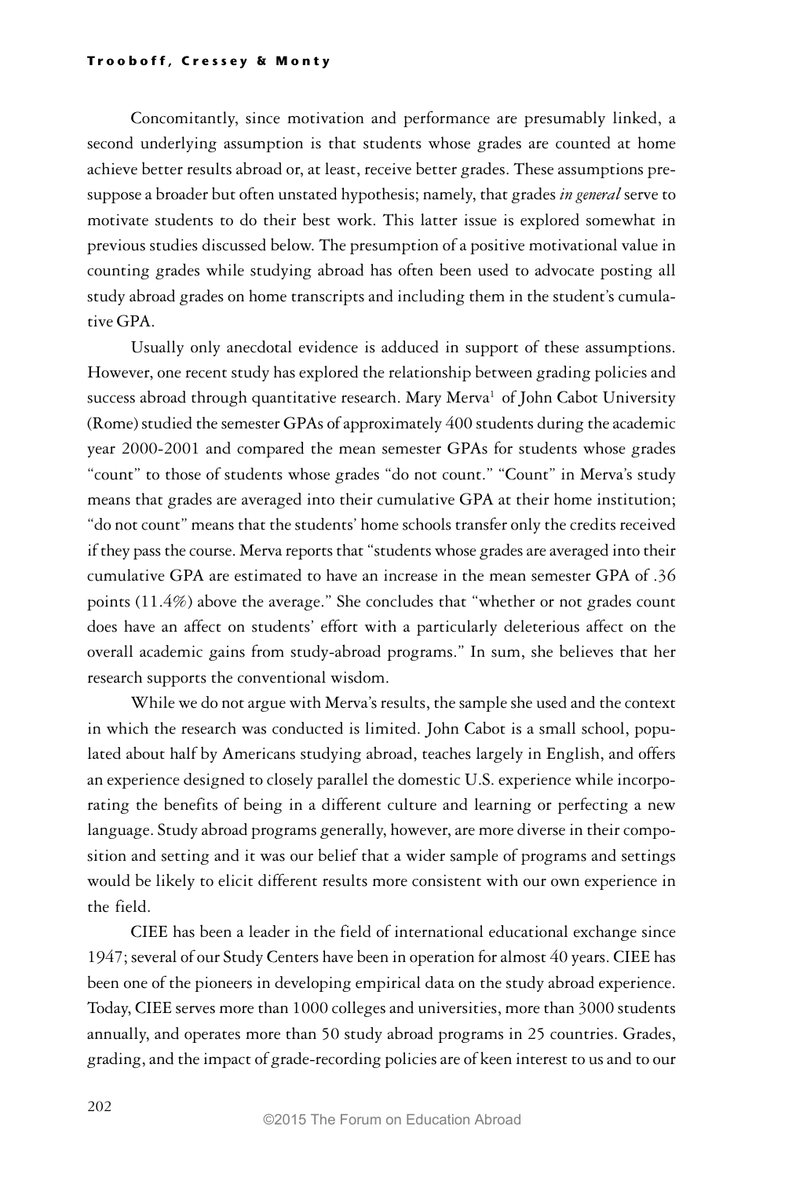Concomitantly, since motivation and performance are presumably linked, a second underlying assumption is that students whose grades are counted at home achieve better results abroad or, at least, receive better grades. These assumptions presuppose a broader but often unstated hypothesis; namely, that grades *in general* serve to motivate students to do their best work. This latter issue is explored somewhat in previous studies discussed below. The presumption of a positive motivational value in counting grades while studying abroad has often been used to advocate posting all study abroad grades on home transcripts and including them in the student's cumulative GPA.

Usually only anecdotal evidence is adduced in support of these assumptions. However, one recent study has explored the relationship between grading policies and success abroad through quantitative research. Mary Merva[1] of John Cabot University (Rome) studied the semester GPAs of approximately 400 students during the academic year 2000-2001 and compared the mean semester GPAs for students whose grades "count" to those of students whose grades "do not count." "Count" in Merva's study means that grades are averaged into their cumulative GPA at their home institution; "do not count" means that the students' home schools transfer only the credits received if they pass the course. Merva reports that "students whose grades are averaged into their cumulative GPA are estimated to have an increase in the mean semester GPA of .36 points (11.4%) above the average." She concludes that "whether or not grades count does have an affect on students' effort with a particularly deleterious affect on the overall academic gains from study-abroad programs." In sum, she believes that her research supports the conventional wisdom.

While we do not argue with Merva's results, the sample she used and the context in which the research was conducted is limited. John Cabot is a small school, populated about half by Americans studying abroad, teaches largely in English, and offers an experience designed to closely parallel the domestic U.S. experience while incorporating the benefits of being in a different culture and learning or perfecting a new language. Study abroad programs generally, however, are more diverse in their composition and setting and it was our belief that a wider sample of programs and settings would be likely to elicit different results more consistent with our own experience in the field.

CIEE has been a leader in the field of international educational exchange since 1947; several of our Study Centers have been in operation for almost 40 years. CIEE has been one of the pioneers in developing empirical data on the study abroad experience. Today, CIEE serves more than 1000 colleges and universities, more than 3000 students annually, and operates more than 50 study abroad programs in 25 countries. Grades, grading, and the impact of grade-recording policies are of keen interest to us and to our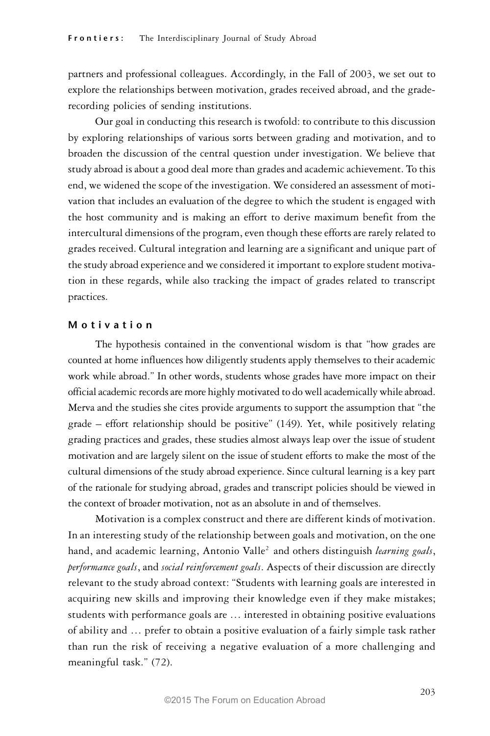partners and professional colleagues. Accordingly, in the Fall of 2003, we set out to explore the relationships between motivation, grades received abroad, and the grade-recording policies of sending institutions.

Our goal in conducting this research is twofold: to contribute to this discussion by exploring relationships of various sorts between grading and motivation, and to broaden the discussion of the central question under investigation. We believe that study abroad is about a good deal more than grades and academic achievement. To this end, we widened the scope of the investigation. We considered an assessment of motivation that includes an evaluation of the degree to which the student is engaged with the host community and is making an effort to derive maximum benefit from the intercultural dimensions of the program, even though these efforts are rarely related to grades received. Cultural integration and learning are a significant and unique part of the study abroad experience and we considered it important to explore student motivation in these regards, while also tracking the impact of grades related to transcript practices.

## Motivation

The hypothesis contained in the conventional wisdom is that "how grades are counted at home influences how diligently students apply themselves to their academic work while abroad." In other words, students whose grades have more impact on their official academic records are more highly motivated to do well academically while abroad. Merva and the studies she cites provide arguments to support the assumption that "the grade – effort relationship should be positive" (149). Yet, while positively relating grading practices and grades, these studies almost always leap over the issue of student motivation and are largely silent on the issue of student efforts to make the most of the cultural dimensions of the study abroad experience. Since cultural learning is a key part of the rationale for studying abroad, grades and transcript policies should be viewed in the context of broader motivation, not as an absolute in and of themselves.

Motivation is a complex construct and there are different kinds of motivation. In an interesting study of the relationship between goals and motivation, on the one hand, and academic learning, Antonio Valle[2] and others distinguish *learning goals*, *performance goals*, and *social reinforcement goals*. Aspects of their discussion are directly relevant to the study abroad context: "Students with learning goals are interested in acquiring new skills and improving their knowledge even if they make mistakes; students with performance goals are … interested in obtaining positive evaluations of ability and … prefer to obtain a positive evaluation of a fairly simple task rather than run the risk of receiving a negative evaluation of a more challenging and meaningful task." (72).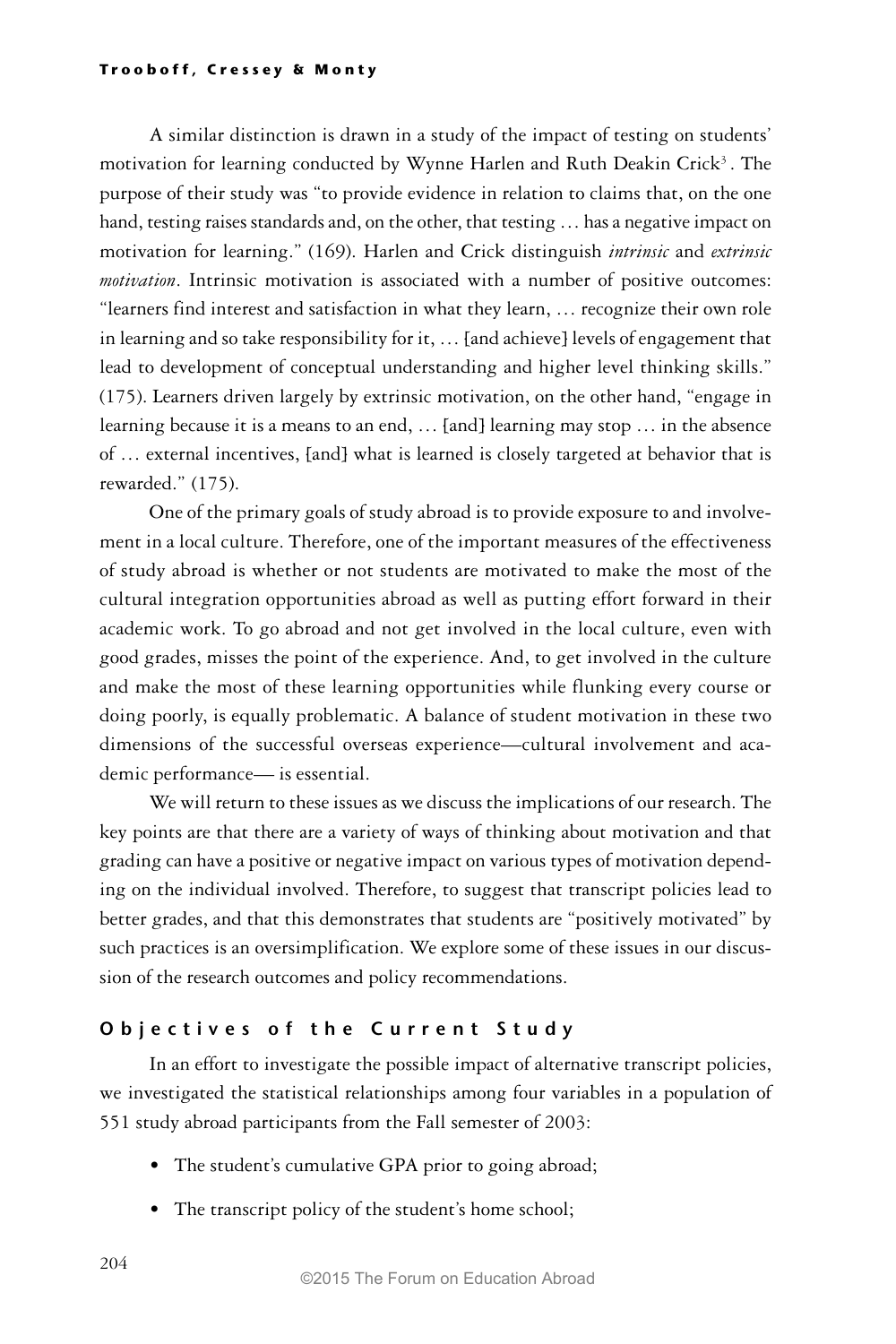A similar distinction is drawn in a study of the impact of testing on students' motivation for learning conducted by Wynne Harlen and Ruth Deakin Crick[3]. The purpose of their study was "to provide evidence in relation to claims that, on the one hand, testing raises standards and, on the other, that testing … has a negative impact on motivation for learning." (169). Harlen and Crick distinguish *intrinsic* and *extrinsic motivation*. Intrinsic motivation is associated with a number of positive outcomes: "learners find interest and satisfaction in what they learn, … recognize their own role in learning and so take responsibility for it, … [and achieve] levels of engagement that lead to development of conceptual understanding and higher level thinking skills." (175). Learners driven largely by extrinsic motivation, on the other hand, "engage in learning because it is a means to an end, … [and] learning may stop … in the absence of … external incentives, [and] what is learned is closely targeted at behavior that is rewarded." (175).

One of the primary goals of study abroad is to provide exposure to and involvement in a local culture. Therefore, one of the important measures of the effectiveness of study abroad is whether or not students are motivated to make the most of the cultural integration opportunities abroad as well as putting effort forward in their academic work. To go abroad and not get involved in the local culture, even with good grades, misses the point of the experience. And, to get involved in the culture and make the most of these learning opportunities while flunking every course or doing poorly, is equally problematic. A balance of student motivation in these two dimensions of the successful overseas experience—cultural involvement and academic performance— is essential.

We will return to these issues as we discuss the implications of our research. The key points are that there are a variety of ways of thinking about motivation and that grading can have a positive or negative impact on various types of motivation depending on the individual involved. Therefore, to suggest that transcript policies lead to better grades, and that this demonstrates that students are "positively motivated" by such practices is an oversimplification. We explore some of these issues in our discussion of the research outcomes and policy recommendations.

## Objectives of the Current Study

In an effort to investigate the possible impact of alternative transcript policies, we investigated the statistical relationships among four variables in a population of 551 study abroad participants from the Fall semester of 2003:

- The student's cumulative GPA prior to going abroad;
- The transcript policy of the student's home school;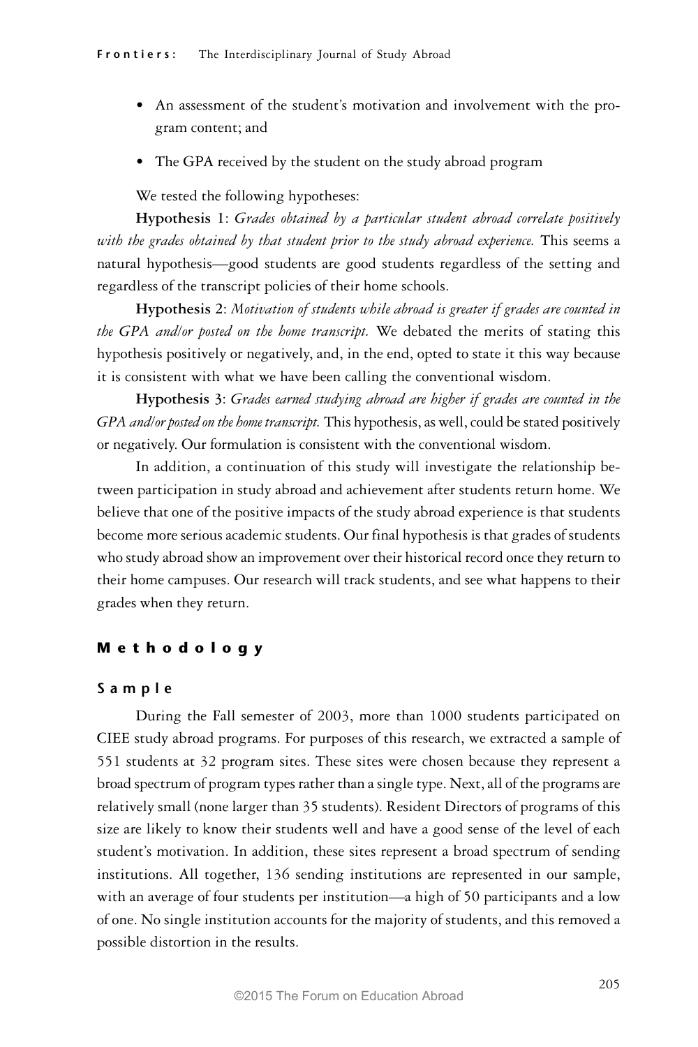- An assessment of the student's motivation and involvement with the program content; and
- The GPA received by the student on the study abroad program

We tested the following hypotheses:

**Hypothesis 1**: *Grades obtained by a particular student abroad correlate positively with the grades obtained by that student prior to the study abroad experience.* This seems a natural hypothesis—good students are good students regardless of the setting and regardless of the transcript policies of their home schools.

**Hypothesis 2**: *Motivation of students while abroad is greater if grades are counted in the GPA and/or posted on the home transcript.* We debated the merits of stating this hypothesis positively or negatively, and, in the end, opted to state it this way because it is consistent with what we have been calling the conventional wisdom.

**Hypothesis 3**: *Grades earned studying abroad are higher if grades are counted in the GPA and/or posted on the home transcript.* This hypothesis, as well, could be stated positively or negatively. Our formulation is consistent with the conventional wisdom.

In addition, a continuation of this study will investigate the relationship between participation in study abroad and achievement after students return home. We believe that one of the positive impacts of the study abroad experience is that students become more serious academic students. Our final hypothesis is that grades of students who study abroad show an improvement over their historical record once they return to their home campuses. Our research will track students, and see what happens to their grades when they return.

## Methodology

### Sample

During the Fall semester of 2003, more than 1000 students participated on CIEE study abroad programs. For purposes of this research, we extracted a sample of 551 students at 32 program sites. These sites were chosen because they represent a broad spectrum of program types rather than a single type. Next, all of the programs are relatively small (none larger than 35 students). Resident Directors of programs of this size are likely to know their students well and have a good sense of the level of each student's motivation. In addition, these sites represent a broad spectrum of sending institutions. All together, 136 sending institutions are represented in our sample, with an average of four students per institution—a high of 50 participants and a low of one. No single institution accounts for the majority of students, and this removed a possible distortion in the results.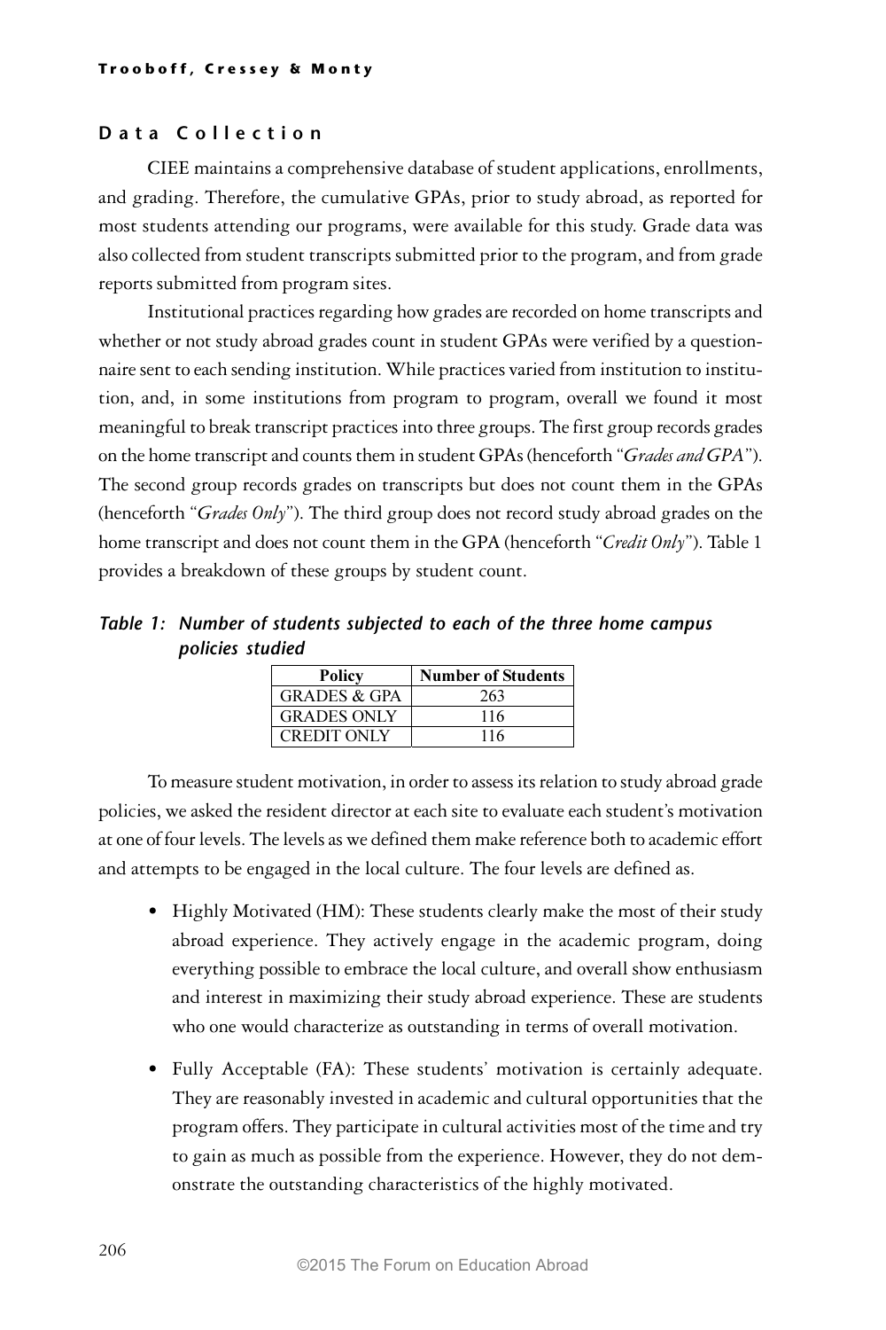## Data Collection

CIEE maintains a comprehensive database of student applications, enrollments, and grading. Therefore, the cumulative GPAs, prior to study abroad, as reported for most students attending our programs, were available for this study. Grade data was also collected from student transcripts submitted prior to the program, and from grade reports submitted from program sites.

Institutional practices regarding how grades are recorded on home transcripts and whether or not study abroad grades count in student GPAs were verified by a questionnaire sent to each sending institution. While practices varied from institution to institution, and, in some institutions from program to program, overall we found it most meaningful to break transcript practices into three groups. The first group records grades on the home transcript and counts them in student GPAs (henceforth "*Grades and GPA*"). The second group records grades on transcripts but does not count them in the GPAs (henceforth "*Grades Only*"). The third group does not record study abroad grades on the home transcript and does not count them in the GPA (henceforth "*Credit Only*"). Table 1 provides a breakdown of these groups by student count.

***Table 1: Number of students subjected to each of the three home campus policies studied***

| Policy | Number of Students |
|---|---|
| GRADES & GPA | 263 |
| GRADES ONLY | 116 |
| CREDIT ONLY | 116 |

To measure student motivation, in order to assess its relation to study abroad grade policies, we asked the resident director at each site to evaluate each student's motivation at one of four levels. The levels as we defined them make reference both to academic effort and attempts to be engaged in the local culture. The four levels are defined as.

- Highly Motivated (HM): These students clearly make the most of their study abroad experience. They actively engage in the academic program, doing everything possible to embrace the local culture, and overall show enthusiasm and interest in maximizing their study abroad experience. These are students who one would characterize as outstanding in terms of overall motivation.
- Fully Acceptable (FA): These students' motivation is certainly adequate. They are reasonably invested in academic and cultural opportunities that the program offers. They participate in cultural activities most of the time and try to gain as much as possible from the experience. However, they do not demonstrate the outstanding characteristics of the highly motivated.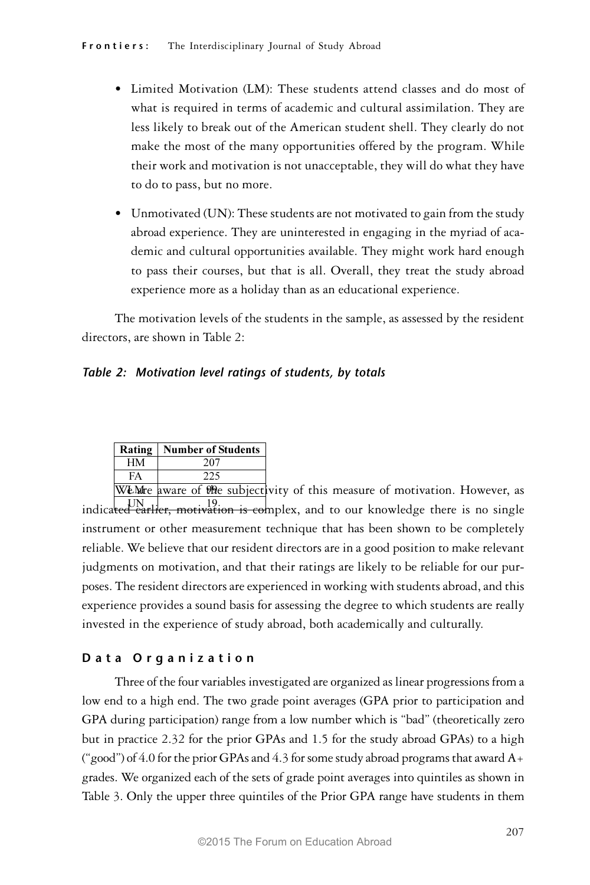- Limited Motivation (LM): These students attend classes and do most of what is required in terms of academic and cultural assimilation. They are less likely to break out of the American student shell. They clearly do not make the most of the many opportunities offered by the program. While their work and motivation is not unacceptable, they will do what they have to do to pass, but no more.

- Unmotivated (UN): These students are not motivated to gain from the study abroad experience. They are uninterested in engaging in the myriad of academic and cultural opportunities available. They might work hard enough to pass their courses, but that is all. Overall, they treat the study abroad experience more as a holiday than as an educational experience.

The motivation levels of the students in the sample, as assessed by the resident directors, are shown in Table 2:

***Table 2: Motivation level ratings of students, by totals***

| Rating | Number of Students |
|---|---|
| HM | 207 |
| FA | 225 |
| LM | 99 |
| UN | 19 |

We are aware of the subjectivity of this measure of motivation. However, as indicated earlier, motivation is complex, and to our knowledge there is no single instrument or other measurement technique that has been shown to be completely reliable. We believe that our resident directors are in a good position to make relevant judgments on motivation, and that their ratings are likely to be reliable for our purposes. The resident directors are experienced in working with students abroad, and this experience provides a sound basis for assessing the degree to which students are really invested in the experience of study abroad, both academically and culturally.

## Data Organization

Three of the four variables investigated are organized as linear progressions from a low end to a high end. The two grade point averages (GPA prior to participation and GPA during participation) range from a low number which is "bad" (theoretically zero but in practice 2.32 for the prior GPAs and 1.5 for the study abroad GPAs) to a high ("good") of 4.0 for the prior GPAs and 4.3 for some study abroad programs that award A+ grades. We organized each of the sets of grade point averages into quintiles as shown in Table 3. Only the upper three quintiles of the Prior GPA range have students in them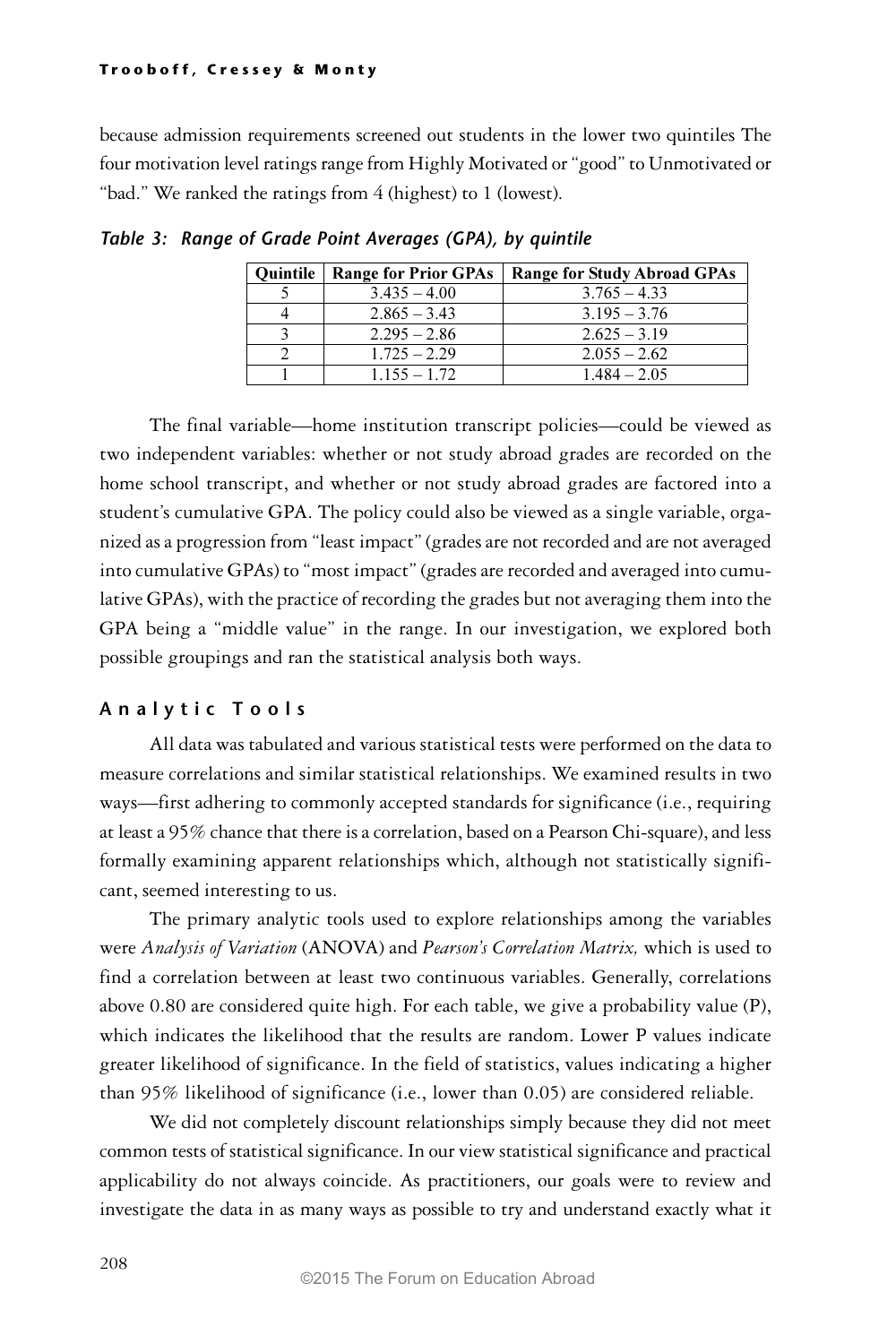because admission requirements screened out students in the lower two quintiles The four motivation level ratings range from Highly Motivated or "good" to Unmotivated or "bad." We ranked the ratings from 4 (highest) to 1 (lowest).

*Table 3: Range of Grade Point Averages (GPA), by quintile*

| Quintile | Range for Prior GPAs | Range for Study Abroad GPAs |
|---|---|---|
| 5 | 3.435 – 4.00 | 3.765 – 4.33 |
| 4 | 2.865 – 3.43 | 3.195 – 3.76 |
| 3 | 2.295 – 2.86 | 2.625 – 3.19 |
| 2 | 1.725 – 2.29 | 2.055 – 2.62 |
| 1 | 1.155 – 1.72 | 1.484 – 2.05 |

The final variable—home institution transcript policies—could be viewed as two independent variables: whether or not study abroad grades are recorded on the home school transcript, and whether or not study abroad grades are factored into a student's cumulative GPA. The policy could also be viewed as a single variable, organized as a progression from "least impact" (grades are not recorded and are not averaged into cumulative GPAs) to "most impact" (grades are recorded and averaged into cumulative GPAs), with the practice of recording the grades but not averaging them into the GPA being a "middle value" in the range. In our investigation, we explored both possible groupings and ran the statistical analysis both ways.

### Analytic Tools

All data was tabulated and various statistical tests were performed on the data to measure correlations and similar statistical relationships. We examined results in two ways—first adhering to commonly accepted standards for significance (i.e., requiring at least a 95% chance that there is a correlation, based on a Pearson Chi-square), and less formally examining apparent relationships which, although not statistically significant, seemed interesting to us.

The primary analytic tools used to explore relationships among the variables were *Analysis of Variation* (ANOVA) and *Pearson's Correlation Matrix,* which is used to find a correlation between at least two continuous variables. Generally, correlations above 0.80 are considered quite high. For each table, we give a probability value (P), which indicates the likelihood that the results are random. Lower P values indicate greater likelihood of significance. In the field of statistics, values indicating a higher than 95% likelihood of significance (i.e., lower than 0.05) are considered reliable.

We did not completely discount relationships simply because they did not meet common tests of statistical significance. In our view statistical significance and practical applicability do not always coincide. As practitioners, our goals were to review and investigate the data in as many ways as possible to try and understand exactly what it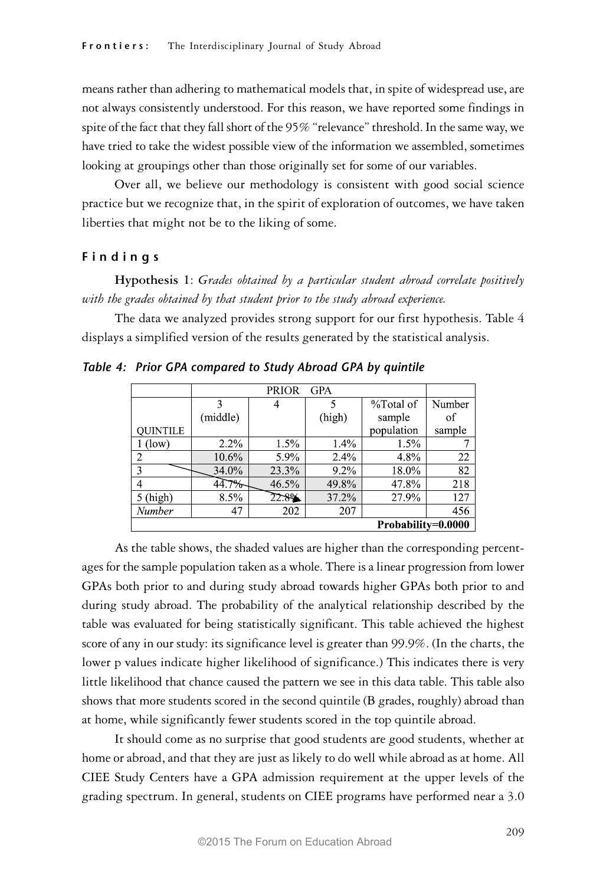means rather than adhering to mathematical models that, in spite of widespread use, are not always consistently understood. For this reason, we have reported some findings in spite of the fact that they fall short of the 95% "relevance" threshold. In the same way, we have tried to take the widest possible view of the information we assembled, sometimes looking at groupings other than those originally set for some of our variables.

Over all, we believe our methodology is consistent with good social science practice but we recognize that, in the spirit of exploration of outcomes, we have taken liberties that might not be to the liking of some.

## Findings

**Hypothesis 1**: *Grades obtained by a particular student abroad correlate positively with the grades obtained by that student prior to the study abroad experience.*

The data we analyzed provides strong support for our first hypothesis. Table 4 displays a simplified version of the results generated by the statistical analysis.

*Table 4: Prior GPA compared to Study Abroad GPA by quintile*

| | PRIOR GPA | | | | |
|---|---|---|---|---|---|
| QUINTILE | 3 (middle) | 4 | 5 (high) | %Total of sample population | Number of sample |
| 1 (low) | 2.2% | 1.5% | 1.4% | 1.5% | 7 |
| 2 | 10.6% | 5.9% | 2.4% | 4.8% | 22 |
| 3 | 34.0% | 23.3% | 9.2% | 18.0% | 82 |
| 4 | 44.7% | 46.5% | 49.8% | 47.8% | 218 |
| 5 (high) | 8.5% | 22.8% | 37.2% | 27.9% | 127 |
| *Number* | 47 | 202 | 207 | | 456 |
| | | | | | **Probability=0.0000** |

As the table shows, the shaded values are higher than the corresponding percentages for the sample population taken as a whole. There is a linear progression from lower GPAs both prior to and during study abroad towards higher GPAs both prior to and during study abroad. The probability of the analytical relationship described by the table was evaluated for being statistically significant. This table achieved the highest score of any in our study: its significance level is greater than 99.9%. (In the charts, the lower p values indicate higher likelihood of significance.) This indicates there is very little likelihood that chance caused the pattern we see in this data table. This table also shows that more students scored in the second quintile (B grades, roughly) abroad than at home, while significantly fewer students scored in the top quintile abroad.

It should come as no surprise that good students are good students, whether at home or abroad, and that they are just as likely to do well while abroad as at home. All CIEE Study Centers have a GPA admission requirement at the upper levels of the grading spectrum. In general, students on CIEE programs have performed near a 3.0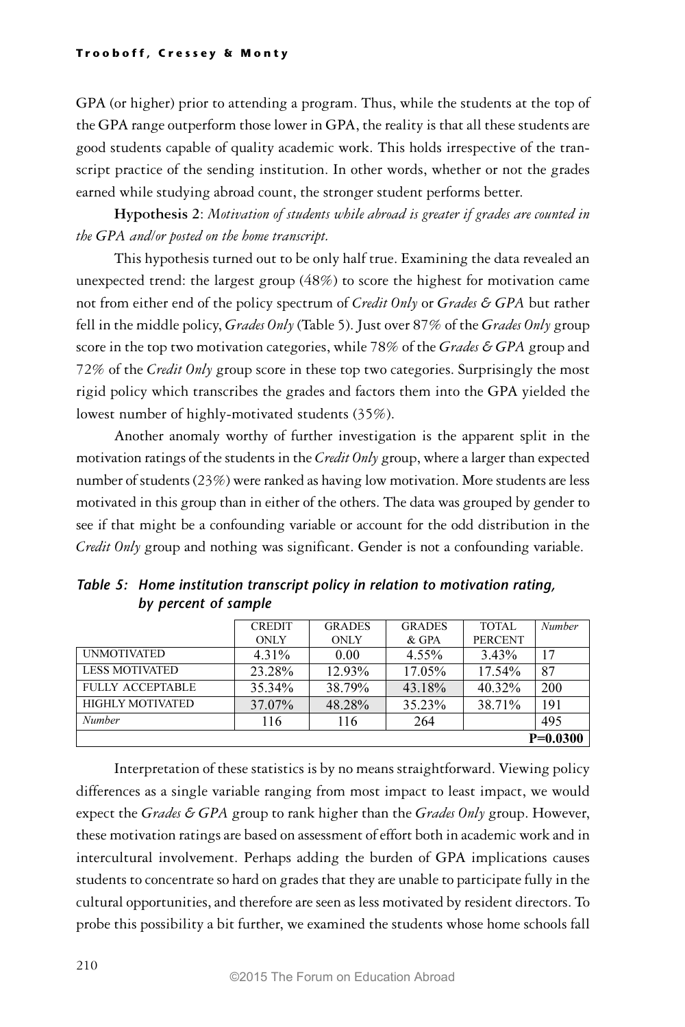GPA (or higher) prior to attending a program. Thus, while the students at the top of the GPA range outperform those lower in GPA, the reality is that all these students are good students capable of quality academic work. This holds irrespective of the transcript practice of the sending institution. In other words, whether or not the grades earned while studying abroad count, the stronger student performs better.

**Hypothesis 2**: *Motivation of students while abroad is greater if grades are counted in the GPA and/or posted on the home transcript.*

This hypothesis turned out to be only half true. Examining the data revealed an unexpected trend: the largest group (48%) to score the highest for motivation came not from either end of the policy spectrum of *Credit Only* or *Grades & GPA* but rather fell in the middle policy, *Grades Only* (Table 5). Just over 87% of the *Grades Only* group score in the top two motivation categories, while 78% of the *Grades & GPA* group and 72% of the *Credit Only* group score in these top two categories. Surprisingly the most rigid policy which transcribes the grades and factors them into the GPA yielded the lowest number of highly-motivated students (35%).

Another anomaly worthy of further investigation is the apparent split in the motivation ratings of the students in the *Credit Only* group, where a larger than expected number of students (23%) were ranked as having low motivation. More students are less motivated in this group than in either of the others. The data was grouped by gender to see if that might be a confounding variable or account for the odd distribution in the *Credit Only* group and nothing was significant. Gender is not a confounding variable.

***Table 5: Home institution transcript policy in relation to motivation rating, by percent of sample***

| | CREDIT ONLY | GRADES ONLY | GRADES & GPA | TOTAL PERCENT | *Number* |
|---|---|---|---|---|---|
| UNMOTIVATED | 4.31% | 0.00 | 4.55% | 3.43% | 17 |
| LESS MOTIVATED | 23.28% | 12.93% | 17.05% | 17.54% | 87 |
| FULLY ACCEPTABLE | 35.34% | 38.79% | 43.18% | 40.32% | 200 |
| HIGHLY MOTIVATED | 37.07% | 48.28% | 35.23% | 38.71% | 191 |
| *Number* | 116 | 116 | 264 | | 495 |
| | | | | | **P=0.0300** |

Interpretation of these statistics is by no means straightforward. Viewing policy differences as a single variable ranging from most impact to least impact, we would expect the *Grades & GPA* group to rank higher than the *Grades Only* group. However, these motivation ratings are based on assessment of effort both in academic work and in intercultural involvement. Perhaps adding the burden of GPA implications causes students to concentrate so hard on grades that they are unable to participate fully in the cultural opportunities, and therefore are seen as less motivated by resident directors. To probe this possibility a bit further, we examined the students whose home schools fall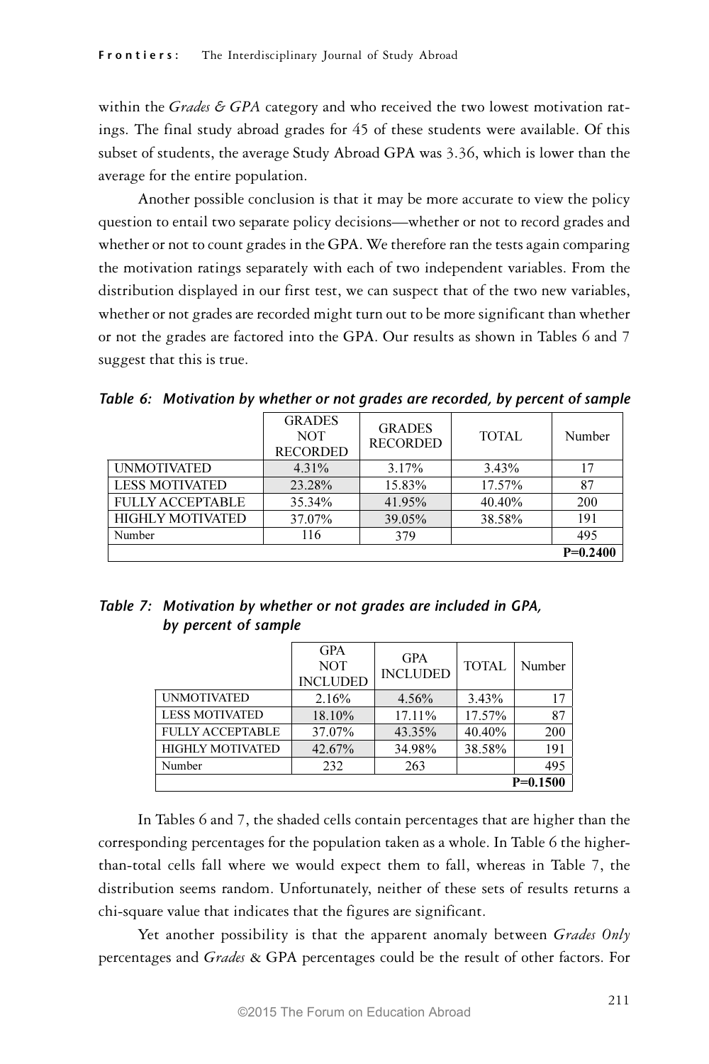within the *Grades & GPA* category and who received the two lowest motivation ratings. The final study abroad grades for 45 of these students were available. Of this subset of students, the average Study Abroad GPA was 3.36, which is lower than the average for the entire population.

Another possible conclusion is that it may be more accurate to view the policy question to entail two separate policy decisions—whether or not to record grades and whether or not to count grades in the GPA. We therefore ran the tests again comparing the motivation ratings separately with each of two independent variables. From the distribution displayed in our first test, we can suspect that of the two new variables, whether or not grades are recorded might turn out to be more significant than whether or not the grades are factored into the GPA. Our results as shown in Tables 6 and 7 suggest that this is true.

***Table 6: Motivation by whether or not grades are recorded, by percent of sample***

| | GRADES NOT RECORDED | GRADES RECORDED | TOTAL | Number |
|---|---|---|---|---|
| UNMOTIVATED | 4.31% | 3.17% | 3.43% | 17 |
| LESS MOTIVATED | 23.28% | 15.83% | 17.57% | 87 |
| FULLY ACCEPTABLE | 35.34% | 41.95% | 40.40% | 200 |
| HIGHLY MOTIVATED | 37.07% | 39.05% | 38.58% | 191 |
| Number | 116 | 379 | | 495 |
| | | | | **P=0.2400** |

***Table 7: Motivation by whether or not grades are included in GPA, by percent of sample***

| | GPA NOT INCLUDED | GPA INCLUDED | TOTAL | Number |
|---|---|---|---|---|
| UNMOTIVATED | 2.16% | 4.56% | 3.43% | 17 |
| LESS MOTIVATED | 18.10% | 17.11% | 17.57% | 87 |
| FULLY ACCEPTABLE | 37.07% | 43.35% | 40.40% | 200 |
| HIGHLY MOTIVATED | 42.67% | 34.98% | 38.58% | 191 |
| Number | 232 | 263 | | 495 |
| | | | | **P=0.1500** |

In Tables 6 and 7, the shaded cells contain percentages that are higher than the corresponding percentages for the population taken as a whole. In Table 6 the higher-than-total cells fall where we would expect them to fall, whereas in Table 7, the distribution seems random. Unfortunately, neither of these sets of results returns a chi-square value that indicates that the figures are significant.

Yet another possibility is that the apparent anomaly between *Grades Only* percentages and *Grades* & GPA percentages could be the result of other factors. For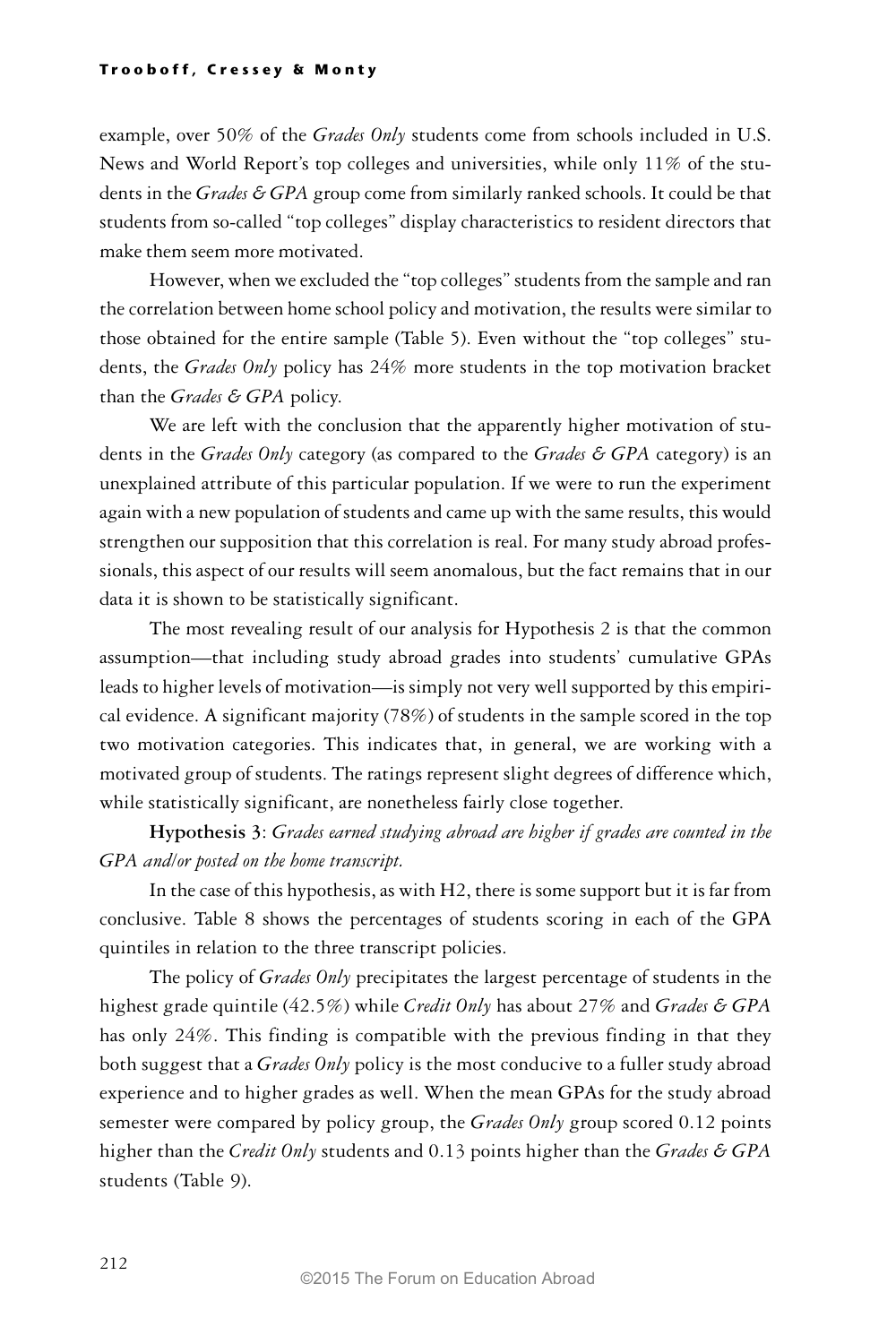example, over 50% of the *Grades Only* students come from schools included in U.S. News and World Report's top colleges and universities, while only 11% of the students in the *Grades & GPA* group come from similarly ranked schools. It could be that students from so-called "top colleges" display characteristics to resident directors that make them seem more motivated.

However, when we excluded the "top colleges" students from the sample and ran the correlation between home school policy and motivation, the results were similar to those obtained for the entire sample (Table 5). Even without the "top colleges" students, the *Grades Only* policy has 24% more students in the top motivation bracket than the *Grades & GPA* policy.

We are left with the conclusion that the apparently higher motivation of students in the *Grades Only* category (as compared to the *Grades & GPA* category) is an unexplained attribute of this particular population. If we were to run the experiment again with a new population of students and came up with the same results, this would strengthen our supposition that this correlation is real. For many study abroad professionals, this aspect of our results will seem anomalous, but the fact remains that in our data it is shown to be statistically significant.

The most revealing result of our analysis for Hypothesis 2 is that the common assumption—that including study abroad grades into students' cumulative GPAs leads to higher levels of motivation—is simply not very well supported by this empirical evidence. A significant majority (78%) of students in the sample scored in the top two motivation categories. This indicates that, in general, we are working with a motivated group of students. The ratings represent slight degrees of difference which, while statistically significant, are nonetheless fairly close together.

**Hypothesis 3**: *Grades earned studying abroad are higher if grades are counted in the GPA and/or posted on the home transcript.*

In the case of this hypothesis, as with H2, there is some support but it is far from conclusive. Table 8 shows the percentages of students scoring in each of the GPA quintiles in relation to the three transcript policies.

The policy of *Grades Only* precipitates the largest percentage of students in the highest grade quintile (42.5%) while *Credit Only* has about 27% and *Grades & GPA* has only 24%. This finding is compatible with the previous finding in that they both suggest that a *Grades Only* policy is the most conducive to a fuller study abroad experience and to higher grades as well. When the mean GPAs for the study abroad semester were compared by policy group, the *Grades Only* group scored 0.12 points higher than the *Credit Only* students and 0.13 points higher than the *Grades & GPA* students (Table 9).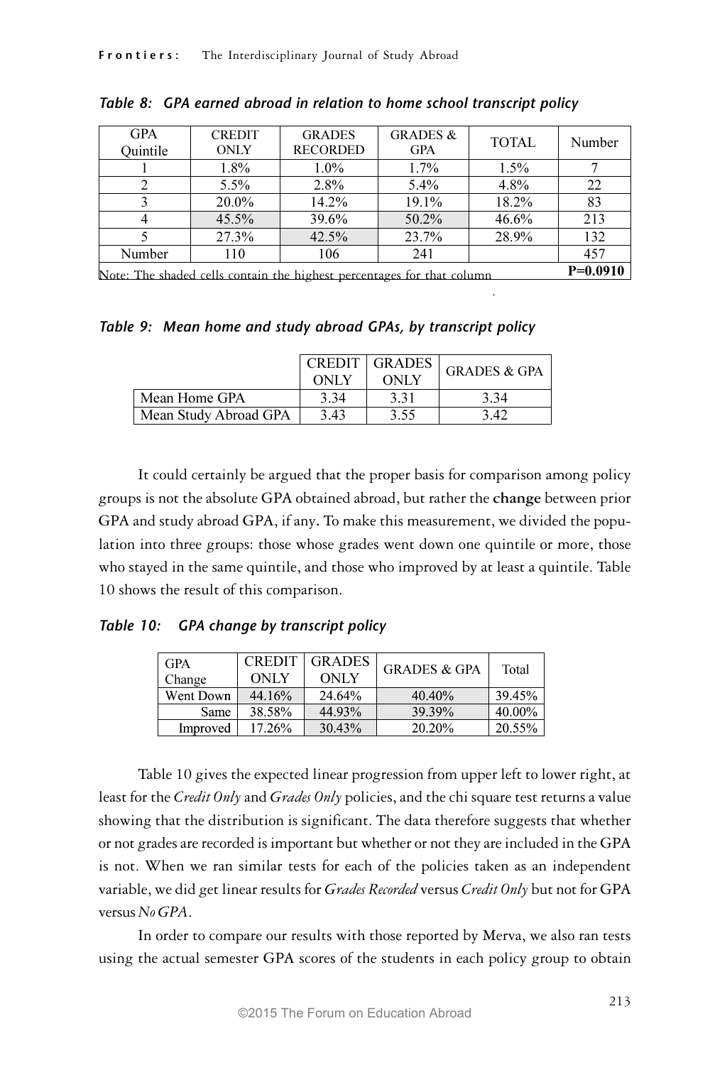*Table 8: GPA earned abroad in relation to home school transcript policy*

| GPA Quintile | CREDIT ONLY | GRADES RECORDED | GRADES & GPA | TOTAL | Number |
|---|---|---|---|---|---|
| 1 | 1.8% | 1.0% | 1.7% | 1.5% | 7 |
| 2 | 5.5% | 2.8% | 5.4% | 4.8% | 22 |
| 3 | 20.0% | 14.2% | 19.1% | 18.2% | 83 |
| 4 | 45.5% | 39.6% | 50.2% | 46.6% | 213 |
| 5 | 27.3% | 42.5% | 23.7% | 28.9% | 132 |
| Number | 110 | 106 | 241 | | 457 |

Note: The shaded cells contain the highest percentages for that column **P=0.0910**

*Table 9: Mean home and study abroad GPAs, by transcript policy*

| | CREDIT ONLY | GRADES ONLY | GRADES & GPA |
|---|---|---|---|
| Mean Home GPA | 3.34 | 3.31 | 3.34 |
| Mean Study Abroad GPA | 3.43 | 3.55 | 3.42 |

It could certainly be argued that the proper basis for comparison among policy groups is not the absolute GPA obtained abroad, but rather the **change** between prior GPA and study abroad GPA, if any. To make this measurement, we divided the population into three groups: those whose grades went down one quintile or more, those who stayed in the same quintile, and those who improved by at least a quintile. Table 10 shows the result of this comparison.

*Table 10: GPA change by transcript policy*

| GPA Change | CREDIT ONLY | GRADES ONLY | GRADES & GPA | Total |
|---|---|---|---|---|
| Went Down | 44.16% | 24.64% | 40.40% | 39.45% |
| Same | 38.58% | 44.93% | 39.39% | 40.00% |
| Improved | 17.26% | 30.43% | 20.20% | 20.55% |

Table 10 gives the expected linear progression from upper left to lower right, at least for the *Credit Only* and *Grades Only* policies, and the chi square test returns a value showing that the distribution is significant. The data therefore suggests that whether or not grades are recorded is important but whether or not they are included in the GPA is not. When we ran similar tests for each of the policies taken as an independent variable, we did get linear results for *Grades Recorded* versus *Credit Only* but not for GPA versus *No GPA*.

In order to compare our results with those reported by Merva, we also ran tests using the actual semester GPA scores of the students in each policy group to obtain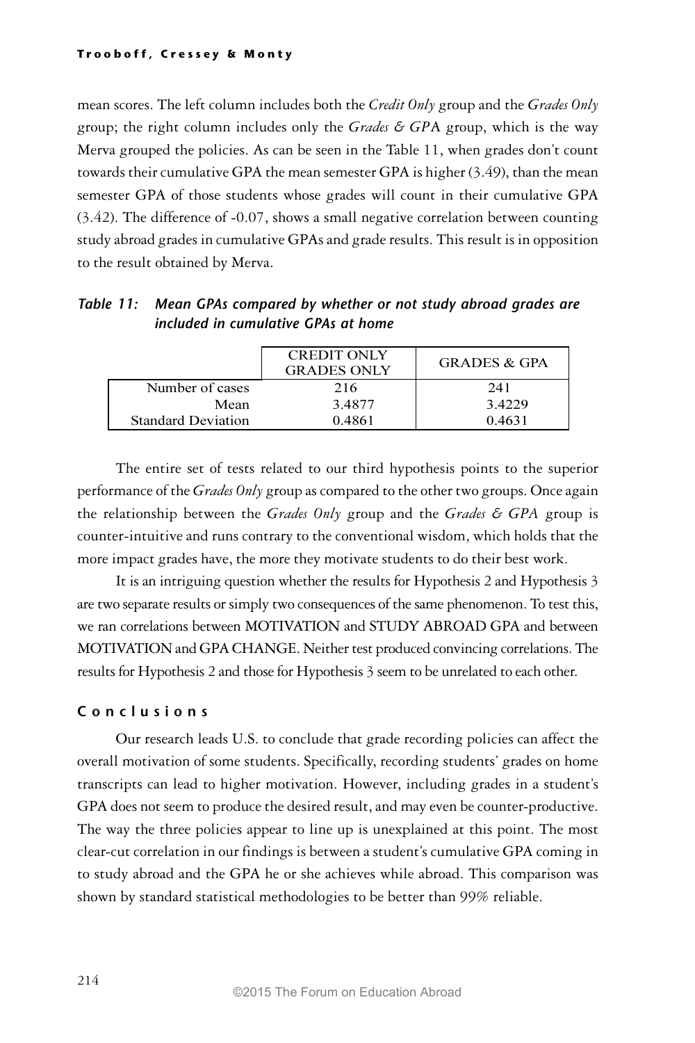mean scores. The left column includes both the *Credit Only* group and the *Grades Only* group; the right column includes only the *Grades & GP*A group, which is the way Merva grouped the policies. As can be seen in the Table 11, when grades don't count towards their cumulative GPA the mean semester GPA is higher (3.49), than the mean semester GPA of those students whose grades will count in their cumulative GPA (3.42). The difference of -0.07, shows a small negative correlation between counting study abroad grades in cumulative GPAs and grade results. This result is in opposition to the result obtained by Merva.

***Table 11: Mean GPAs compared by whether or not study abroad grades are included in cumulative GPAs at home***

| | CREDIT ONLY GRADES ONLY | GRADES & GPA |
|---|---|---|
| Number of cases | 216 | 241 |
| Mean | 3.4877 | 3.4229 |
| Standard Deviation | 0.4861 | 0.4631 |

The entire set of tests related to our third hypothesis points to the superior performance of the *Grades Only* group as compared to the other two groups. Once again the relationship between the *Grades Only* group and the *Grades & GPA* group is counter-intuitive and runs contrary to the conventional wisdom, which holds that the more impact grades have, the more they motivate students to do their best work.

It is an intriguing question whether the results for Hypothesis 2 and Hypothesis 3 are two separate results or simply two consequences of the same phenomenon. To test this, we ran correlations between MOTIVATION and STUDY ABROAD GPA and between MOTIVATION and GPA CHANGE. Neither test produced convincing correlations. The results for Hypothesis 2 and those for Hypothesis 3 seem to be unrelated to each other.

## Conclusions

Our research leads U.S. to conclude that grade recording policies can affect the overall motivation of some students. Specifically, recording students' grades on home transcripts can lead to higher motivation. However, including grades in a student's GPA does not seem to produce the desired result, and may even be counter-productive. The way the three policies appear to line up is unexplained at this point. The most clear-cut correlation in our findings is between a student's cumulative GPA coming in to study abroad and the GPA he or she achieves while abroad. This comparison was shown by standard statistical methodologies to be better than 99% reliable.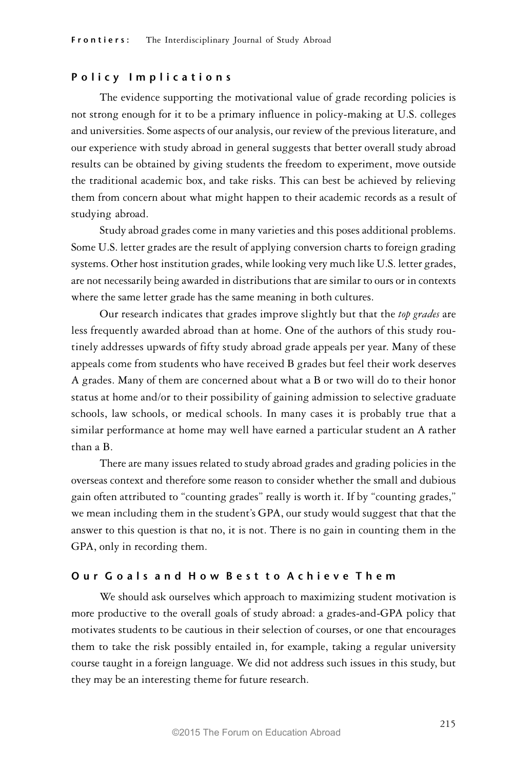## Policy Implications

The evidence supporting the motivational value of grade recording policies is not strong enough for it to be a primary influence in policy-making at U.S. colleges and universities. Some aspects of our analysis, our review of the previous literature, and our experience with study abroad in general suggests that better overall study abroad results can be obtained by giving students the freedom to experiment, move outside the traditional academic box, and take risks. This can best be achieved by relieving them from concern about what might happen to their academic records as a result of studying abroad.

Study abroad grades come in many varieties and this poses additional problems. Some U.S. letter grades are the result of applying conversion charts to foreign grading systems. Other host institution grades, while looking very much like U.S. letter grades, are not necessarily being awarded in distributions that are similar to ours or in contexts where the same letter grade has the same meaning in both cultures.

Our research indicates that grades improve slightly but that the *top grades* are less frequently awarded abroad than at home. One of the authors of this study routinely addresses upwards of fifty study abroad grade appeals per year. Many of these appeals come from students who have received B grades but feel their work deserves A grades. Many of them are concerned about what a B or two will do to their honor status at home and/or to their possibility of gaining admission to selective graduate schools, law schools, or medical schools. In many cases it is probably true that a similar performance at home may well have earned a particular student an A rather than a B.

There are many issues related to study abroad grades and grading policies in the overseas context and therefore some reason to consider whether the small and dubious gain often attributed to "counting grades" really is worth it. If by "counting grades," we mean including them in the student's GPA, our study would suggest that that the answer to this question is that no, it is not. There is no gain in counting them in the GPA, only in recording them.

## Our Goals and How Best to Achieve Them

We should ask ourselves which approach to maximizing student motivation is more productive to the overall goals of study abroad: a grades-and-GPA policy that motivates students to be cautious in their selection of courses, or one that encourages them to take the risk possibly entailed in, for example, taking a regular university course taught in a foreign language. We did not address such issues in this study, but they may be an interesting theme for future research.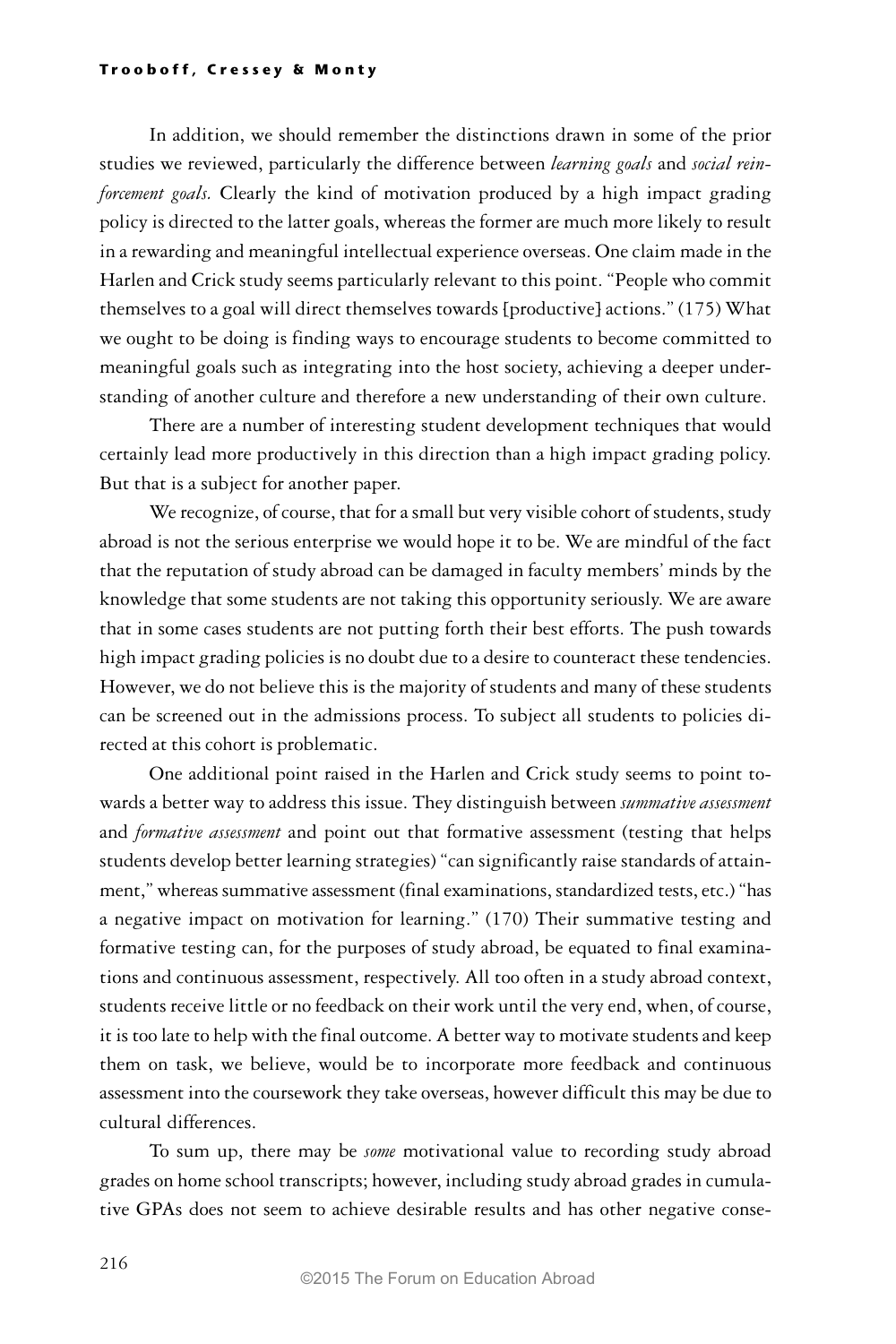In addition, we should remember the distinctions drawn in some of the prior studies we reviewed, particularly the difference between *learning goals* and *social reinforcement goals.* Clearly the kind of motivation produced by a high impact grading policy is directed to the latter goals, whereas the former are much more likely to result in a rewarding and meaningful intellectual experience overseas. One claim made in the Harlen and Crick study seems particularly relevant to this point. "People who commit themselves to a goal will direct themselves towards [productive] actions." (175) What we ought to be doing is finding ways to encourage students to become committed to meaningful goals such as integrating into the host society, achieving a deeper understanding of another culture and therefore a new understanding of their own culture.

There are a number of interesting student development techniques that would certainly lead more productively in this direction than a high impact grading policy. But that is a subject for another paper.

We recognize, of course, that for a small but very visible cohort of students, study abroad is not the serious enterprise we would hope it to be. We are mindful of the fact that the reputation of study abroad can be damaged in faculty members' minds by the knowledge that some students are not taking this opportunity seriously. We are aware that in some cases students are not putting forth their best efforts. The push towards high impact grading policies is no doubt due to a desire to counteract these tendencies. However, we do not believe this is the majority of students and many of these students can be screened out in the admissions process. To subject all students to policies directed at this cohort is problematic.

One additional point raised in the Harlen and Crick study seems to point towards a better way to address this issue. They distinguish between *summative assessment* and *formative assessment* and point out that formative assessment (testing that helps students develop better learning strategies) "can significantly raise standards of attainment," whereas summative assessment (final examinations, standardized tests, etc.) "has a negative impact on motivation for learning." (170) Their summative testing and formative testing can, for the purposes of study abroad, be equated to final examinations and continuous assessment, respectively. All too often in a study abroad context, students receive little or no feedback on their work until the very end, when, of course, it is too late to help with the final outcome. A better way to motivate students and keep them on task, we believe, would be to incorporate more feedback and continuous assessment into the coursework they take overseas, however difficult this may be due to cultural differences.

To sum up, there may be *some* motivational value to recording study abroad grades on home school transcripts; however, including study abroad grades in cumulative GPAs does not seem to achieve desirable results and has other negative conse-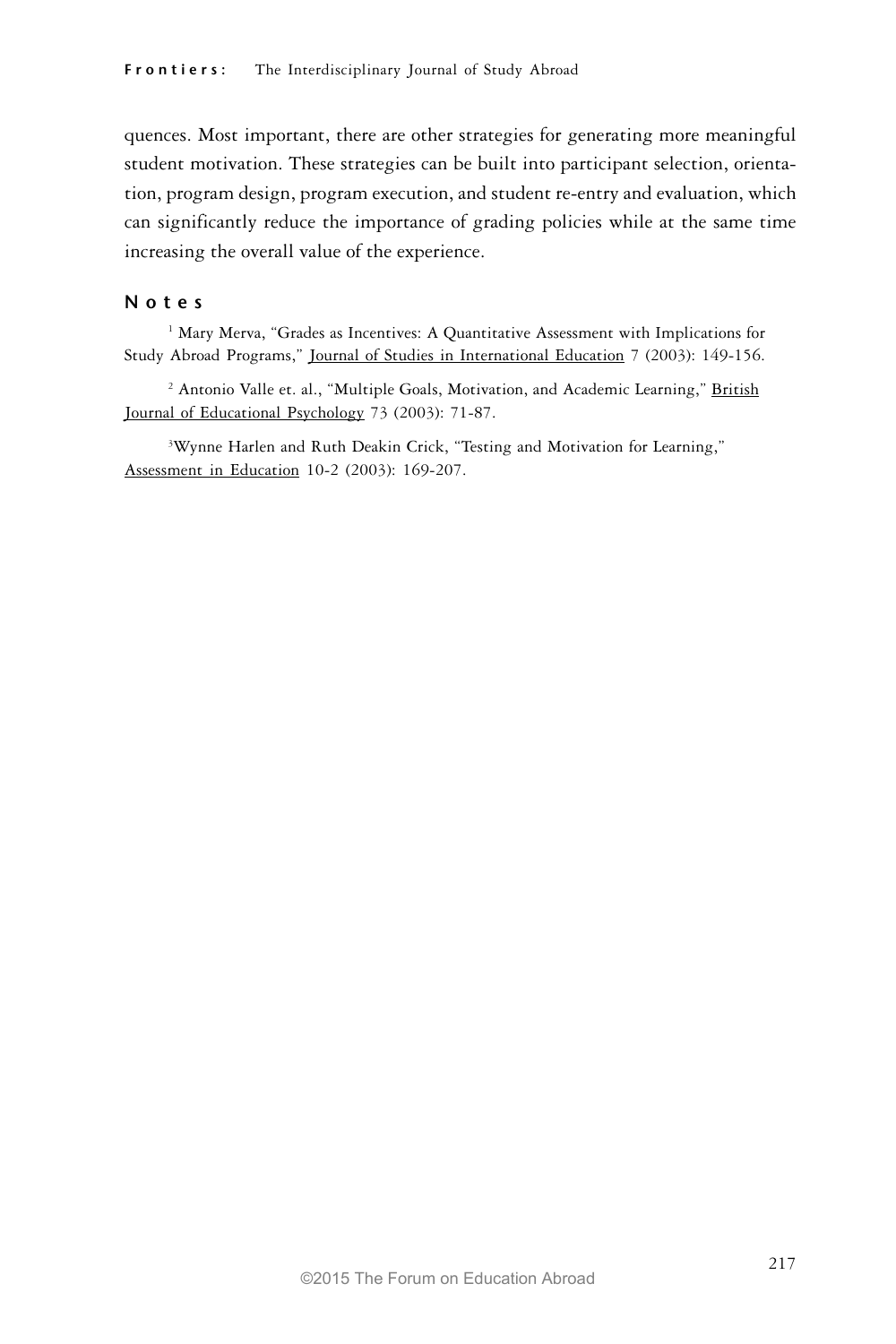quences. Most important, there are other strategies for generating more meaningful student motivation. These strategies can be built into participant selection, orientation, program design, program execution, and student re-entry and evaluation, which can significantly reduce the importance of grading policies while at the same time increasing the overall value of the experience.

## Notes

[1] Mary Merva, "Grades as Incentives: A Quantitative Assessment with Implications for Study Abroad Programs," Journal of Studies in International Education 7 (2003): 149-156.

[2] Antonio Valle et. al., "Multiple Goals, Motivation, and Academic Learning," British Journal of Educational Psychology 73 (2003): 71-87.

[3] Wynne Harlen and Ruth Deakin Crick, "Testing and Motivation for Learning," Assessment in Education 10-2 (2003): 169-207.

©2015 The Forum on Education Abroad